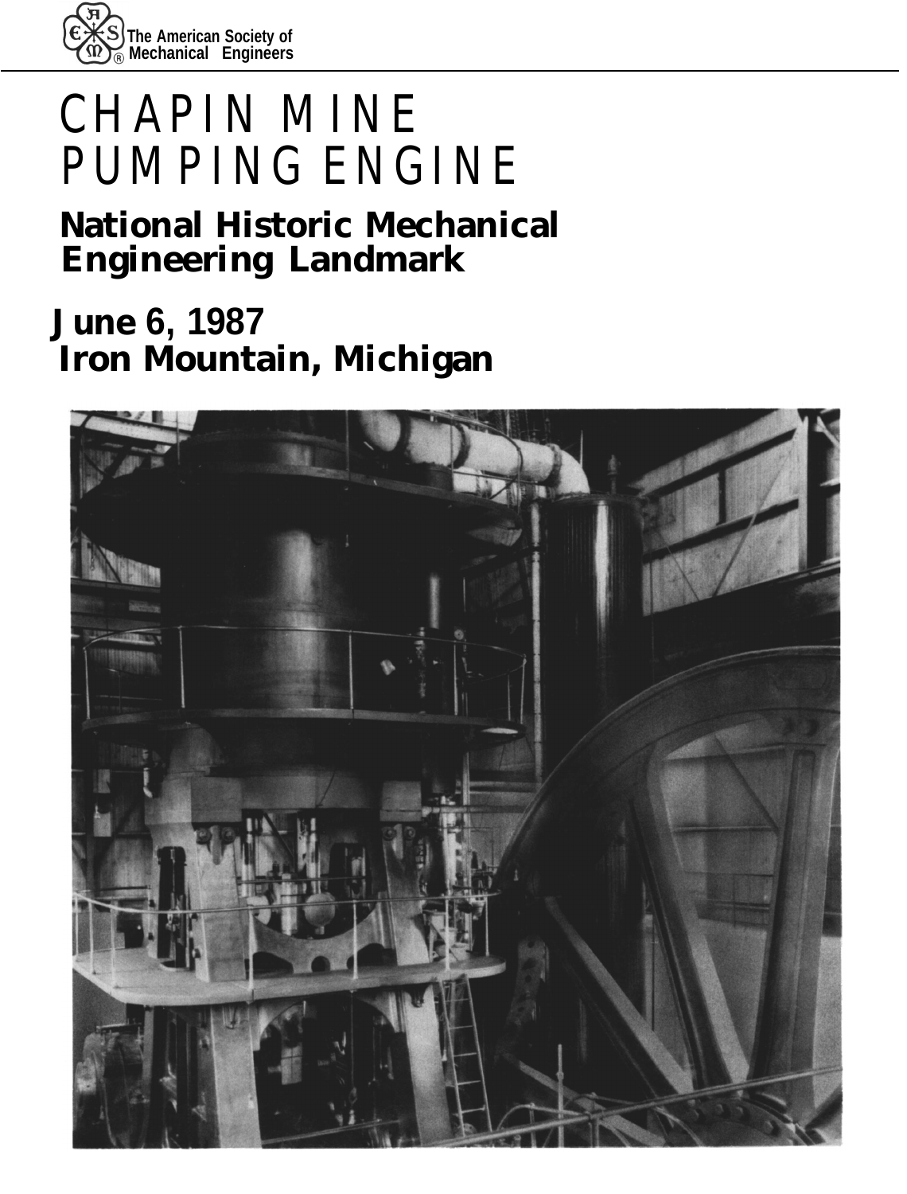The American Society of Mechanical Engineers

# CHAPIN MINE PUMPING ENGINE

## National Historic Mechanical Engineering Landmark

**June 6, 1987**
**Iron Mountain, Michigan**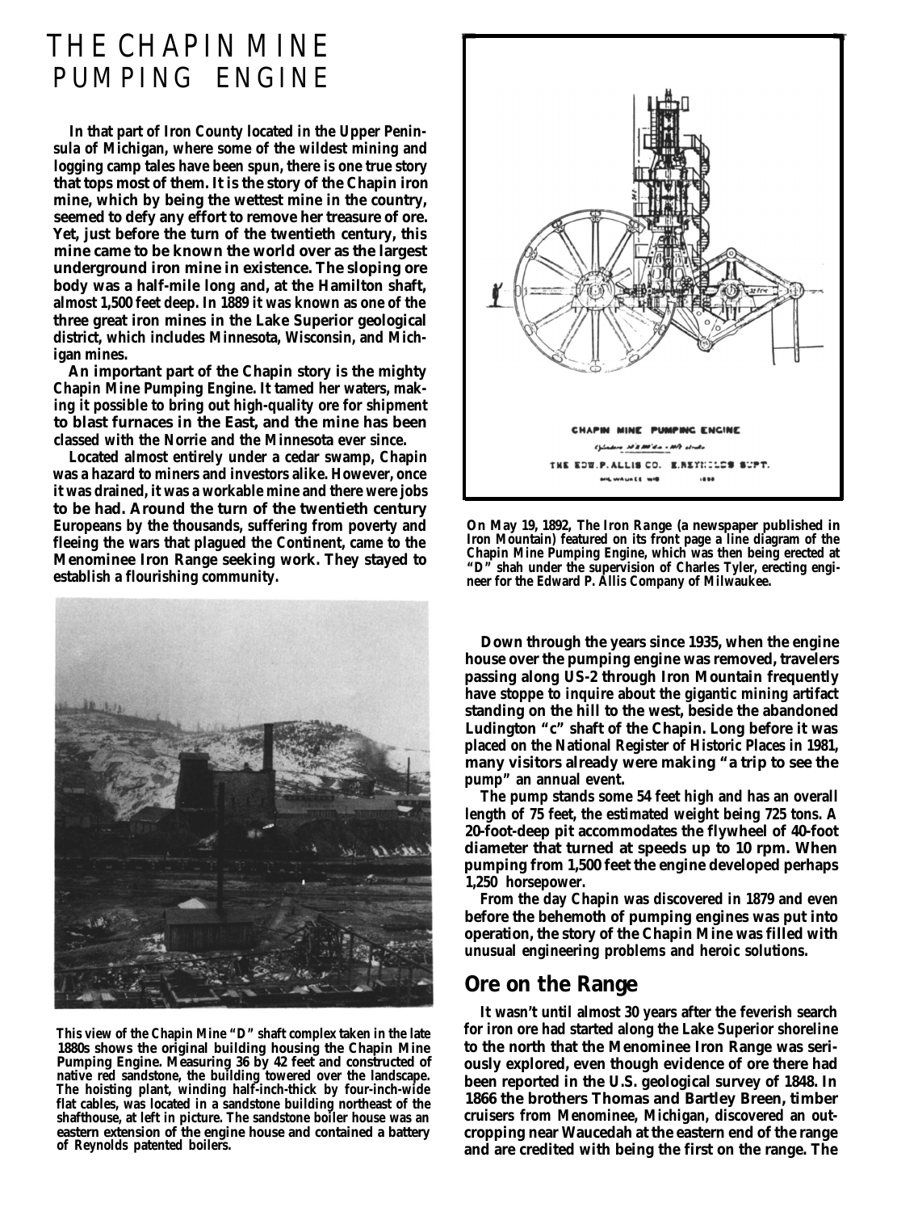# THE CHAPIN MINE PUMPING ENGINE

**In that part of Iron County located in the Upper Peninsula of Michigan, where some of the wildest mining and logging camp tales have been spun, there is one true story that tops most of them. It is the story of the Chapin iron mine, which by being the wettest mine in the country, seemed to defy any effort to remove her treasure of ore. Yet, just before the turn of the twentieth century, this mine came to be known the world over as the largest underground iron mine in existence. The sloping ore body was a half-mile long and, at the Hamilton shaft, almost 1,500 feet deep. In 1889 it was known as one of the three great iron mines in the Lake Superior geological district, which includes Minnesota, Wisconsin, and Michigan mines.**

**An important part of the Chapin story is the mighty Chapin Mine Pumping Engine. It tamed her waters, making it possible to bring out high-quality ore for shipment to blast furnaces in the East, and the mine has been classed with the Norrie and the Minnesota ever since.**

**Located almost entirely under a cedar swamp, Chapin was a hazard to miners and investors alike. However, once it was drained, it was a workable mine and there were jobs to be had. Around the turn of the twentieth century Europeans by the thousands, suffering from poverty and fleeing the wars that plagued the Continent, came to the Menominee Iron Range seeking work. They stayed to establish a flourishing community.**

**This view of the Chapin Mine "D" shaft complex taken in the late 1880s shows the original building housing the Chapin Mine Pumping Engine. Measuring 36 by 42 feet and constructed of native red sandstone, the building towered over the landscape. The hoisting plant, winding half-inch-thick by four-inch-wide flat cables, was located in a sandstone building northeast of the shafthouse, at left in picture. The sandstone boiler house was an eastern extension of the engine house and contained a battery of Reynolds patented boilers.**

CHAPIN MINE PUMPING ENGINE

THE EDW. P. ALLIS CO. E. REYNOLDS SUPT.

MILWAUKEE WIS 1890

**On May 19, 1892, *The Iron Range* (a newspaper published in Iron Mountain) featured on its front page a line diagram of the Chapin Mine Pumping Engine, which was then being erected at "D" shah under the supervision of Charles Tyler, erecting engineer for the Edward P. Allis Company of Milwaukee.**

**Down through the years since 1935, when the engine house over the pumping engine was removed, travelers passing along US-2 through Iron Mountain frequently have stoppe to inquire about the gigantic mining artifact standing on the hill to the west, beside the abandoned Ludington "c" shaft of the Chapin. Long before it was placed on the National Register of Historic Places in 1981, many visitors already were making "a trip to see the pump" an annual event.**

**The pump stands some 54 feet high and has an overall length of 75 feet, the estimated weight being 725 tons. A 20-foot-deep pit accommodates the flywheel of 40-foot diameter that turned at speeds up to 10 rpm. When pumping from 1,500 feet the engine developed perhaps 1,250 horsepower.**

**From the day Chapin was discovered in 1879 and even before the behemoth of pumping engines was put into operation, the story of the Chapin Mine was filled with unusual engineering problems and heroic solutions.**

## Ore on the Range

**It wasn't until almost 30 years after the feverish search for iron ore had started along the Lake Superior shoreline to the north that the Menominee Iron Range was seriously explored, even though evidence of ore there had been reported in the U.S. geological survey of 1848. In 1866 the brothers Thomas and Bartley Breen, timber cruisers from Menominee, Michigan, discovered an outcropping near Waucedah at the eastern end of the range and are credited with being the first on the range. The**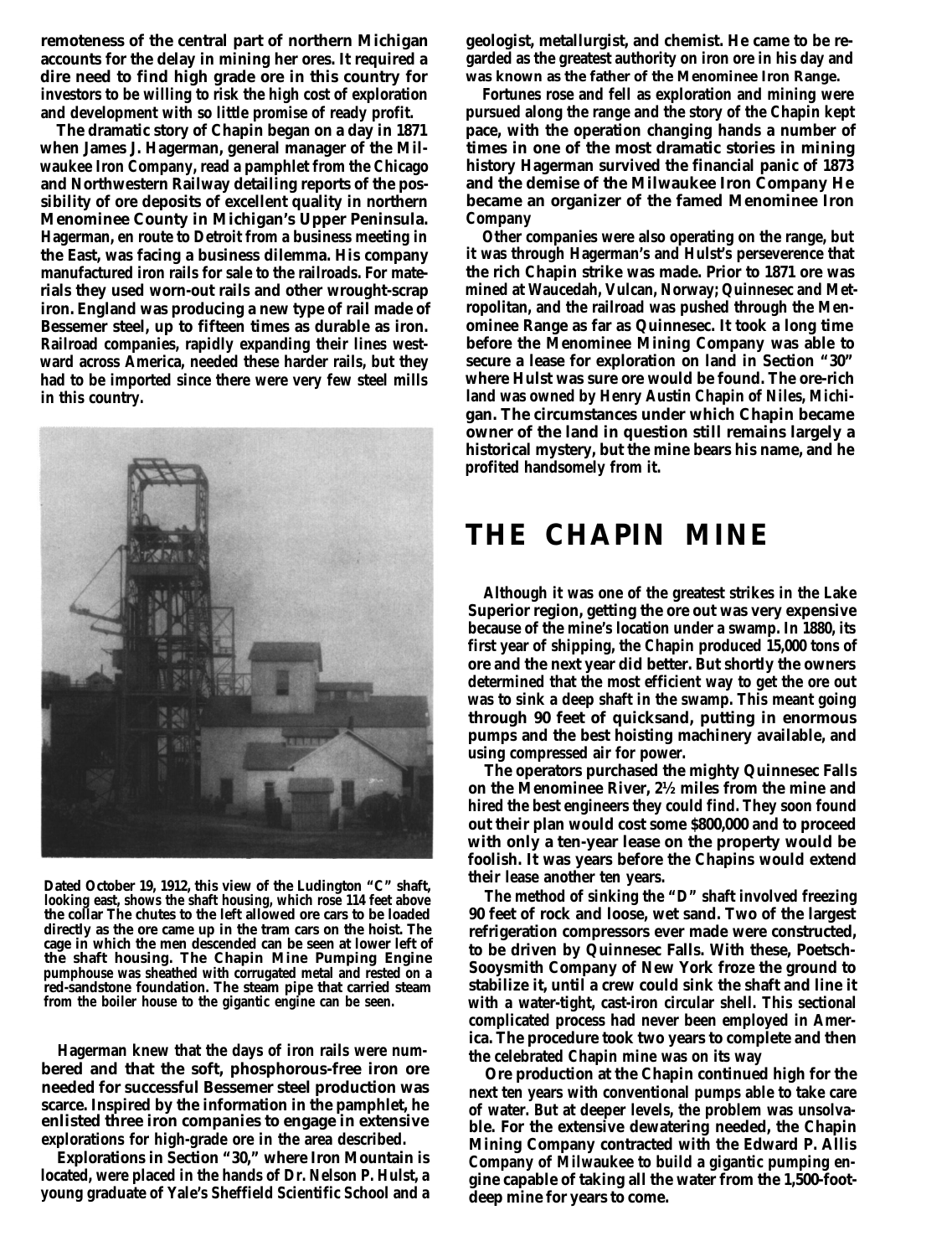remoteness of the central part of northern Michigan accounts for the delay in mining her ores. It required a dire need to find high grade ore in this country for investors to be willing to risk the high cost of exploration and development with so little promise of ready profit.

The dramatic story of Chapin began on a day in 1871 when James J. Hagerman, general manager of the Milwaukee Iron Company, read a pamphlet from the Chicago and Northwestern Railway detailing reports of the possibility of ore deposits of excellent quality in northern Menominee County in Michigan's Upper Peninsula. Hagerman, en route to Detroit from a business meeting in the East, was facing a business dilemma. His company manufactured iron rails for sale to the railroads. For materials they used worn-out rails and other wrought-scrap iron. England was producing a new type of rail made of Bessemer steel, up to fifteen times as durable as iron. Railroad companies, rapidly expanding their lines westward across America, needed these harder rails, but they had to be imported since there were very few steel mills in this country.

Dated October 19, 1912, this view of the Ludington "C" shaft, looking east, shows the shaft housing, which rose 114 feet above the collar The chutes to the left allowed ore cars to be loaded directly as the ore came up in the tram cars on the hoist. The cage in which the men descended can be seen at lower left of the shaft housing. The Chapin Mine Pumping Engine pumphouse was sheathed with corrugated metal and rested on a red-sandstone foundation. The steam pipe that carried steam from the boiler house to the gigantic engine can be seen.

Hagerman knew that the days of iron rails were numbered and that the soft, phosphorous-free iron ore needed for successful Bessemer steel production was scarce. Inspired by the information in the pamphlet, he enlisted three iron companies to engage in extensive explorations for high-grade ore in the area described.

Explorations in Section "30," where Iron Mountain is located, were placed in the hands of Dr. Nelson P. Hulst, a young graduate of Yale's Sheffield Scientific School and a geologist, metallurgist, and chemist. He came to be regarded as the greatest authority on iron ore in his day and was known as the father of the Menominee Iron Range.

Fortunes rose and fell as exploration and mining were pursued along the range and the story of the Chapin kept pace, with the operation changing hands a number of times in one of the most dramatic stories in mining history Hagerman survived the financial panic of 1873 and the demise of the Milwaukee Iron Company He became an organizer of the famed Menominee Iron Company

Other companies were also operating on the range, but it was through Hagerman's and Hulst's perseverence that the rich Chapin strike was made. Prior to 1871 ore was mined at Waucedah, Vulcan, Norway; Quinnesec and Metropolitan, and the railroad was pushed through the Menominee Range as far as Quinnesec. It took a long time before the Menominee Mining Company was able to secure a lease for exploration on land in Section "30" where Hulst was sure ore would be found. The ore-rich land was owned by Henry Austin Chapin of Niles, Michigan. The circumstances under which Chapin became owner of the land in question still remains largely a historical mystery, but the mine bears his name, and he profited handsomely from it.

# THE CHAPIN MINE

Although it was one of the greatest strikes in the Lake Superior region, getting the ore out was very expensive because of the mine's location under a swamp. In 1880, its first year of shipping, the Chapin produced 15,000 tons of ore and the next year did better. But shortly the owners determined that the most efficient way to get the ore out was to sink a deep shaft in the swamp. This meant going through 90 feet of quicksand, putting in enormous pumps and the best hoisting machinery available, and using compressed air for power.

The operators purchased the mighty Quinnesec Falls on the Menominee River, 2½ miles from the mine and hired the best engineers they could find. They soon found out their plan would cost some $800,000 and to proceed with only a ten-year lease on the property would be foolish. It was years before the Chapins would extend their lease another ten years.

The method of sinking the "D" shaft involved freezing 90 feet of rock and loose, wet sand. Two of the largest refrigeration compressors ever made were constructed, to be driven by Quinnesec Falls. With these, Poetsch-Sooysmith Company of New York froze the ground to stabilize it, until a crew could sink the shaft and line it with a water-tight, cast-iron circular shell. This sectional complicated process had never been employed in America. The procedure took two years to complete and then the celebrated Chapin mine was on its way

Ore production at the Chapin continued high for the next ten years with conventional pumps able to take care of water. But at deeper levels, the problem was unsolvable. For the extensive dewatering needed, the Chapin Mining Company contracted with the Edward P. Allis Company of Milwaukee to build a gigantic pumping engine capable of taking all the water from the 1,500-foot-deep mine for years to come.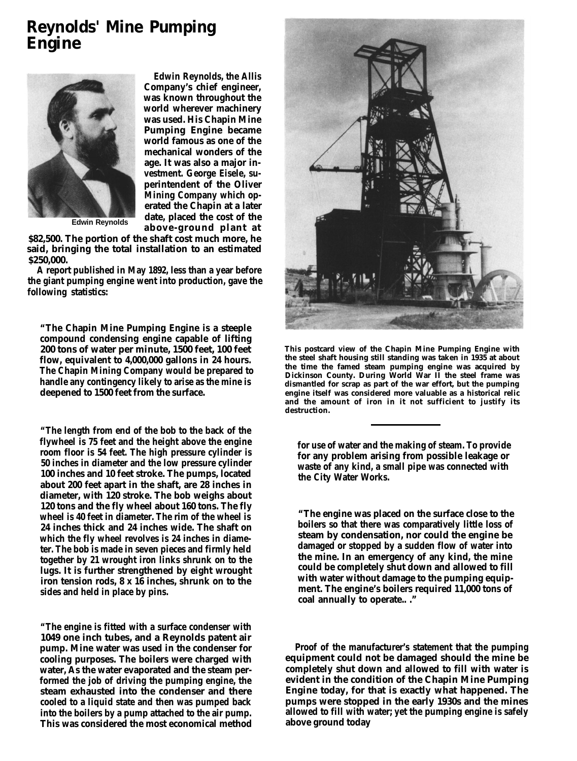# Reynolds' Mine Pumping Engine

Edwin Reynolds

Edwin Reynolds, the Allis Company's chief engineer, was known throughout the world wherever machinery was used. His Chapin Mine Pumping Engine became world famous as one of the mechanical wonders of the age. It was also a major investment. George Eisele, superintendent of the Oliver Mining Company which operated the Chapin at a later date, placed the cost of the above-ground plant at $82,500. The portion of the shaft cost much more, he said, bringing the total installation to an estimated $250,000.

A report published in May 1892, less than a year before the giant pumping engine went into production, gave the following statistics:

"The Chapin Mine Pumping Engine is a steeple compound condensing engine capable of lifting 200 tons of water per minute, 1500 feet, 100 feet flow, equivalent to 4,000,000 gallons in 24 hours. The Chapin Mining Company would be prepared to handle any contingency likely to arise as the mine is deepened to 1500 feet from the surface.

"The length from end of the bob to the back of the flywheel is 75 feet and the height above the engine room floor is 54 feet. The high pressure cylinder is 50 inches in diameter and the low pressure cylinder 100 inches and 10 feet stroke. The pumps, located about 200 feet apart in the shaft, are 28 inches in diameter, with 120 stroke. The bob weighs about 120 tons and the fly wheel about 160 tons. The fly wheel is 40 feet in diameter. The rim of the wheel is 24 inches thick and 24 inches wide. The shaft on which the fly wheel revolves is 24 inches in diameter. The bob is made in seven pieces and firmly held together by 21 wrought iron links shrunk on to the lugs. It is further strengthened by eight wrought iron tension rods, 8 x 16 inches, shrunk on to the sides and held in place by pins.

"The engine is fitted with a surface condenser with 1049 one inch tubes, and a Reynolds patent air pump. Mine water was used in the condenser for cooling purposes. The boilers were charged with water, As the water evaporated and the steam performed the job of driving the pumping engine, the steam exhausted into the condenser and there cooled to a liquid state and then was pumped back into the boilers by a pump attached to the air pump. This was considered the most economical method for use of water and the making of steam. To provide for any problem arising from possible leakage or waste of any kind, a small pipe was connected with the City Water Works.

"The engine was placed on the surface close to the boilers so that there was comparatively little loss of steam by condensation, nor could the engine be damaged or stopped by a sudden flow of water into the mine. In an emergency of any kind, the mine could be completely shut down and allowed to fill with water without damage to the pumping equipment. The engine's boilers required 11,000 tons of coal annually to operate.. ."

This postcard view of the Chapin Mine Pumping Engine with the steel shaft housing still standing was taken in 1935 at about the time the famed steam pumping engine was acquired by Dickinson County. During World War II the steel frame was dismantled for scrap as part of the war effort, but the pumping engine itself was considered more valuable as a historical relic and the amount of iron in it not sufficient to justify its destruction.

Proof of the manufacturer's statement that the pumping equipment could not be damaged should the mine be completely shut down and allowed to fill with water is evident in the condition of the Chapin Mine Pumping Engine today, for that is exactly what happened. The pumps were stopped in the early 1930s and the mines allowed to fill with water; yet the pumping engine is safely above ground today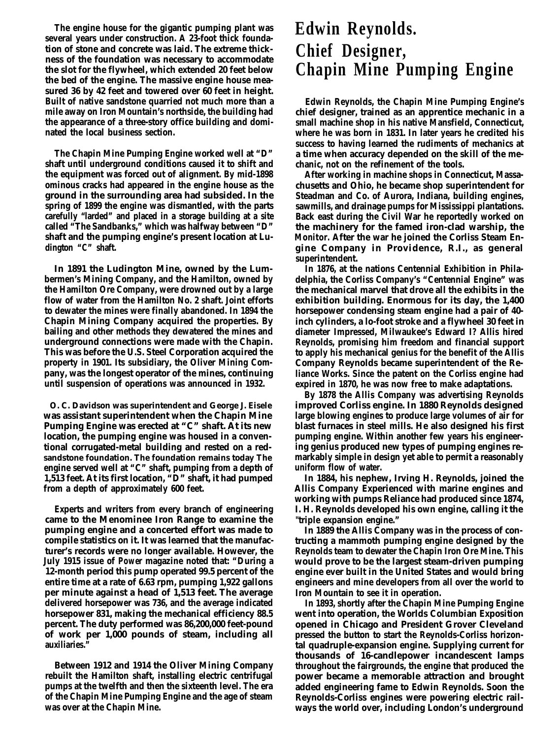The engine house for the gigantic pumping plant was several years under construction. A 23-foot thick foundation of stone and concrete was laid. The extreme thickness of the foundation was necessary to accommodate the slot for the flywheel, which extended 20 feet below the bed of the engine. The massive engine house measured 36 by 42 feet and towered over 60 feet in height. Built of native sandstone quarried not much more than a mile away on Iron Mountain's northside, the building had the appearance of a three-story office building and dominated the local business section.

The Chapin Mine Pumping Engine worked well at "D" shaft until underground conditions caused it to shift and the equipment was forced out of alignment. By mid-1898 ominous cracks had appeared in the engine house as the ground in the surrounding area had subsided. In the spring of 1899 the engine was dismantled, with the parts carefully "larded" and placed in a storage building at a site called "The Sandbanks," which was halfway between "D" shaft and the pumping engine's present location at Ludington "C" shaft.

In 1891 the Ludington Mine, owned by the Lumbermen's Mining Company, and the Hamilton, owned by the Hamilton Ore Company, were drowned out by a large flow of water from the Hamilton No. 2 shaft. Joint efforts to dewater the mines were finally abandoned. In 1894 the Chapin Mining Company acquired the properties. By bailing and other methods they dewatered the mines and underground connections were made with the Chapin. This was before the U.S. Steel Corporation acquired the property in 1901. Its subsidiary, the Oliver Mining Company, was the longest operator of the mines, continuing until suspension of operations was announced in 1932.

O. C. Davidson was superintendent and George J. Eisele was assistant superintendent when the Chapin Mine Pumping Engine was erected at "C" shaft. At its new location, the pumping engine was housed in a conventional corrugated-metal building and rested on a redsandstone foundation. The foundation remains today The engine served well at "C" shaft, pumping from a depth of 1,513 feet. At its first location, "D" shaft, it had pumped from a depth of approximately 600 feet.

Experts and writers from every branch of engineering came to the Menominee Iron Range to examine the pumping engine and a concerted effort was made to compile statistics on it. It was learned that the manufacturer's records were no longer available. However, the July 1915 issue of *Power* magazine noted that: "During a 12-month period this pump operated 99.5 percent of the entire time at a rate of 6.63 rpm, pumping 1,922 gallons per minute against a head of 1,513 feet. The average delivered horsepower was 736, and the average indicated horsepower 831, making the mechanical efficiency 88.5 percent. The duty performed was 86,200,000 feet-pound of work per 1,000 pounds of steam, including all auxiliaries."

Between 1912 and 1914 the Oliver Mining Company rebuilt the Hamilton shaft, installing electric centrifugal pumps at the twelfth and then the sixteenth level. The era of the Chapin Mine Pumping Engine and the age of steam was over at the Chapin Mine.

# Edwin Reynolds. Chief Designer, Chapin Mine Pumping Engine

Edwin Reynolds, the Chapin Mine Pumping Engine's chief designer, trained as an apprentice mechanic in a small machine shop in his native Mansfield, Connecticut, where he was born in 1831. In later years he credited his success to having learned the rudiments of mechanics at a time when accuracy depended on the skill of the mechanic, not on the refinement of the tools.

After working in machine shops in Connecticut, Massachusetts and Ohio, he became shop superintendent for Steadman and Co. of Aurora, Indiana, building engines, sawmills, and drainage pumps for Mississippi plantations. Back east during the Civil War he reportedly worked on the machinery for the famed iron-clad warship, the *Monitor*. After the war he joined the Corliss Steam Engine Company in Providence, R.I., as general superintendent.

In 1876, at the nations Centennial Exhibition in Philadelphia, the Corliss Company's "Centennial Engine" was the mechanical marvel that drove all the exhibits in the exhibition building. Enormous for its day, the 1,400 horsepower condensing steam engine had a pair of 40-inch cylinders, a lo-foot stroke and a flywheel 30 feet in diameter Impressed, Milwaukee's Edward I? Allis hired Reynolds, promising him freedom and financial support to apply his mechanical genius for the benefit of the Allis Company Reynolds became superintendent of the Reliance Works. Since the patent on the Corliss engine had expired in 1870, he was now free to make adaptations.

By 1878 the Allis Company was advertising Reynolds improved Corliss engine. In 1880 Reynolds designed large blowing engines to produce large volumes of air for blast furnaces in steel mills. He also designed his first pumping engine. Within another few years his engineering genius produced new types of pumping engines remarkably simple in design yet able to permit a reasonably uniform flow of water.

In 1884, his nephew, Irving H. Reynolds, joined the Allis Company Experienced with marine engines and working with pumps Reliance had produced since 1874, I. H. Reynolds developed his own engine, calling it the "triple expansion engine."

In 1889 the Allis Company was in the process of contructing a mammoth pumping engine designed by the Reynolds team to dewater the Chapin Iron Ore Mine. This would prove to be the largest steam-driven pumping engine ever built in the United States and would bring engineers and mine developers from all over the world to Iron Mountain to see it in operation.

In 1893, shortly after the Chapin Mine Pumping Engine went into operation, the Worlds Columbian Exposition opened in Chicago and President Grover Cleveland pressed the button to start the Reynolds-Corliss horizontal quadruple-expansion engine. Supplying current for thousands of 16-candlepower incandescent lamps throughout the fairgrounds, the engine that produced the power became a memorable attraction and brought added engineering fame to Edwin Reynolds. Soon the Reynolds-Corliss engines were powering electric railways the world over, including London's underground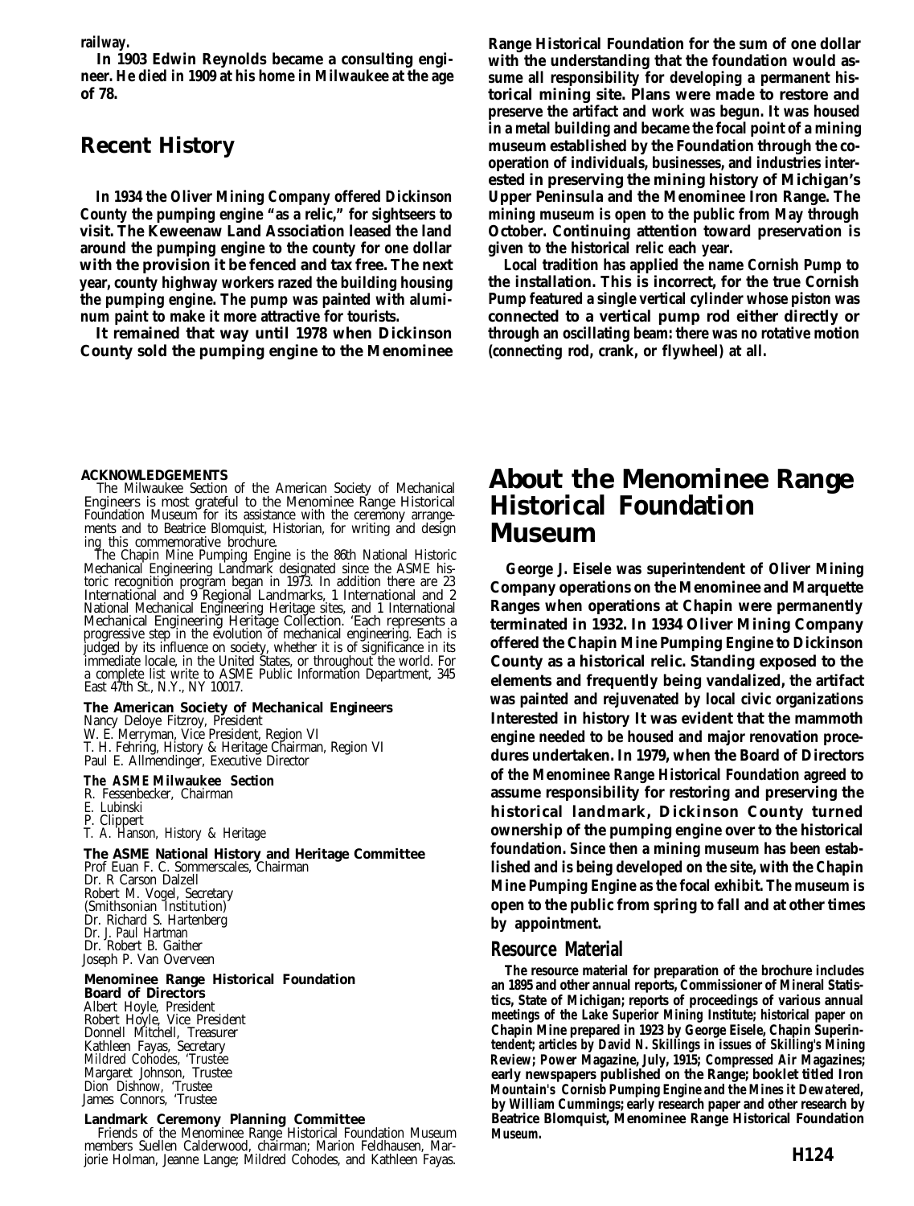railway.

In 1903 Edwin Reynolds became a consulting engineer. He died in 1909 at his home in Milwaukee at the age of 78.

## Recent History

In 1934 the Oliver Mining Company offered Dickinson County the pumping engine "as a relic," for sightseers to visit. The Keweenaw Land Association leased the land around the pumping engine to the county for one dollar with the provision it be fenced and tax free. The next year, county highway workers razed the building housing the pumping engine. The pump was painted with aluminum paint to make it more attractive for tourists.

It remained that way until 1978 when Dickinson County sold the pumping engine to the Menominee Range Historical Foundation for the sum of one dollar with the understanding that the foundation would assume all responsibility for developing a permanent historical mining site. Plans were made to restore and preserve the artifact and work was begun. It was housed in a metal building and became the focal point of a mining museum established by the Foundation through the cooperation of individuals, businesses, and industries interested in preserving the mining history of Michigan's Upper Peninsula and the Menominee Iron Range. The mining museum is open to the public from May through October. Continuing attention toward preservation is given to the historical relic each year.

Local tradition has applied the name Cornish Pump to the installation. This is incorrect, for the true Cornish Pump featured a single vertical cylinder whose piston was connected to a vertical pump rod either directly or through an oscillating beam: there was no rotative motion (connecting rod, crank, or flywheel) at all.

**ACKNOWLEDGEMENTS**

The Milwaukee Section of the American Society of Mechanical Engineers is most grateful to the Menominee Range Historical Foundation Museum for its assistance with the ceremony arrangements and to Beatrice Blomquist, Historian, for writing and designing this commemorative brochure.

The Chapin Mine Pumping Engine is the 86th National Historic Mechanical Engineering Landmark designated since the ASME historic recognition program began in 1973. In addition there are 23 International and 9 Regional Landmarks, 1 International and 2 National Mechanical Engineering Heritage sites, and 1 International Mechanical Engineering Heritage Collection. 'Each represents a progressive step in the evolution of mechanical engineering. Each is judged by its influence on society, whether it is of significance in its immediate locale, in the United States, or throughout the world. For a complete list write to ASME Public Information Department, 345 East 47th St., N.Y., NY 10017.

**The American Society of Mechanical Engineers**
Nancy Deloye Fitzroy, President
W. E. Merryman, Vice President, Region VI
T. H. Fehring, History & Heritage Chairman, Region VI
Paul E. Allmendinger, Executive Director

**The ASME Milwaukee Section**
R. Fessenbecker, Chairman
E. Lubinski
P. Clippert
T. A. Hanson, History & Heritage

**The ASME National History and Heritage Committee**
Prof Euan F. C. Sommerscales, Chairman
Dr. R Carson Dalzell
Robert M. Vogel, Secretary (Smithsonian Institution)
Dr. Richard S. Hartenberg
Dr. J. Paul Hartman
Dr. Robert B. Gaither
Joseph P. Van Overveen

**Menominee Range Historical Foundation Board of Directors**
Albert Hoyle, President
Robert Hoyle, Vice President
Donnell Mitchell, Treasurer
Kathleen Fayas, Secretary
Mildred Cohodes, 'Trustee
Margaret Johnson, Trustee
Dion Dishnow, 'Trustee
James Connors, 'Trustee

**Landmark Ceremony Planning Committee**
Friends of the Menominee Range Historical Foundation Museum members Suellen Calderwood, chairman; Marion Feldhausen, Marjorie Holman, Jeanne Lange; Mildred Cohodes, and Kathleen Fayas.

# About the Menominee Range Historical Foundation Museum

George J. Eisele was superintendent of Oliver Mining Company operations on the Menominee and Marquette Ranges when operations at Chapin were permanently terminated in 1932. In 1934 Oliver Mining Company offered the Chapin Mine Pumping Engine to Dickinson County as a historical relic. Standing exposed to the elements and frequently being vandalized, the artifact was painted and rejuvenated by local civic organizations Interested in history It was evident that the mammoth engine needed to be housed and major renovation procedures undertaken. In 1979, when the Board of Directors of the Menominee Range Historical Foundation agreed to assume responsibility for restoring and preserving the historical landmark, Dickinson County turned ownership of the pumping engine over to the historical foundation. Since then a mining museum has been established and is being developed on the site, with the Chapin Mine Pumping Engine as the focal exhibit. The museum is open to the public from spring to fall and at other times by appointment.

## Resource Material

The resource material for preparation of the brochure includes an 1895 and other annual reports, Commissioner of Mineral Statistics, State of Michigan; reports of proceedings of various annual meetings of the Lake Superior Mining Institute; historical paper on Chapin Mine prepared in 1923 by George Eisele, Chapin Superintendent; articles by David N. Skillings in issues of *Skilling's Mining Review*; *Power Magazine*, July, 1915; *Compressed Air Magazines*; early newspapers published on the Range; booklet titled *Iron Mountain's Cornisb Pumping Engine and the Mines it Dewatered*, by William Cummings; early research paper and other research by Beatrice Blomquist, Menominee Range Historical Foundation Museum.

**H124**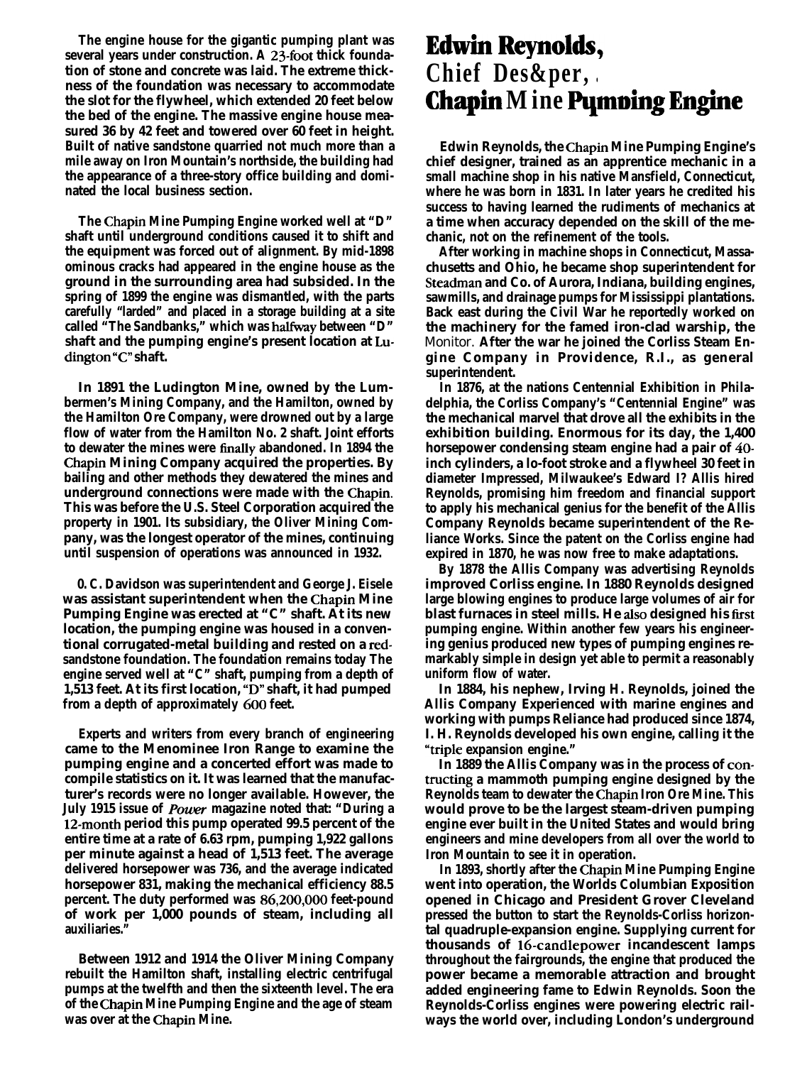The engine house for the gigantic pumping plant was several years under construction. A 23-foot thick foundation of stone and concrete was laid. The extreme thickness of the foundation was necessary to accommodate the slot for the flywheel, which extended 20 feet below the bed of the engine. The massive engine house measured 36 by 42 feet and towered over 60 feet in height. Built of native sandstone quarried not much more than a mile away on Iron Mountain's northside, the building had the appearance of a three-story office building and dominated the local business section.

The Chapin Mine Pumping Engine worked well at "D" shaft until underground conditions caused it to shift and the equipment was forced out of alignment. By mid-1898 ominous cracks had appeared in the engine house as the ground in the surrounding area had subsided. In the spring of 1899 the engine was dismantled, with the parts carefully "larded" and placed in a storage building at a site called "The Sandbanks," which was halfway between "D" shaft and the pumping engine's present location at Ludington "C" shaft.

In 1891 the Ludington Mine, owned by the Lumbermen's Mining Company, and the Hamilton, owned by the Hamilton Ore Company, were drowned out by a large flow of water from the Hamilton No. 2 shaft. Joint efforts to dewater the mines were finally abandoned. In 1894 the Chapin Mining Company acquired the properties. By bailing and other methods they dewatered the mines and underground connections were made with the Chapin. This was before the U.S. Steel Corporation acquired the property in 1901. Its subsidiary, the Oliver Mining Company, was the longest operator of the mines, continuing until suspension of operations was announced in 1932.

O. C. Davidson was superintendent and George J. Eisele was assistant superintendent when the Chapin Mine Pumping Engine was erected at "C" shaft. At its new location, the pumping engine was housed in a conventional corrugated-metal building and rested on a red-sandstone foundation. The foundation remains today The engine served well at "C" shaft, pumping from a depth of 1,513 feet. At its first location, "D" shaft, it had pumped from a depth of approximately 600 feet.

Experts and writers from every branch of engineering came to the Menominee Iron Range to examine the pumping engine and a concerted effort was made to compile statistics on it. It was learned that the manufacturer's records were no longer available. However, the July 1915 issue of *Power* magazine noted that: "During a 12-month period this pump operated 99.5 percent of the entire time at a rate of 6.63 rpm, pumping 1,922 gallons per minute against a head of 1,513 feet. The average delivered horsepower was 736, and the average indicated horsepower 831, making the mechanical efficiency 88.5 percent. The duty performed was 86,200,000 feet-pound of work per 1,000 pounds of steam, including all auxiliaries."

Between 1912 and 1914 the Oliver Mining Company rebuilt the Hamilton shaft, installing electric centrifugal pumps at the twelfth and then the sixteenth level. The era of the Chapin Mine Pumping Engine and the age of steam was over at the Chapin Mine.

# Edwin Reynolds, Chief Designer, Chapin Mine Pumping Engine

Edwin Reynolds, the Chapin Mine Pumping Engine's chief designer, trained as an apprentice mechanic in a small machine shop in his native Mansfield, Connecticut, where he was born in 1831. In later years he credited his success to having learned the rudiments of mechanics at a time when accuracy depended on the skill of the mechanic, not on the refinement of the tools.

After working in machine shops in Connecticut, Massachusetts and Ohio, he became shop superintendent for Steadman and Co. of Aurora, Indiana, building engines, sawmills, and drainage pumps for Mississippi plantations. Back east during the Civil War he reportedly worked on the machinery for the famed iron-clad warship, the *Monitor*. After the war he joined the Corliss Steam Engine Company in Providence, R.I., as general superintendent.

In 1876, at the nations Centennial Exhibition in Philadelphia, the Corliss Company's "Centennial Engine" was the mechanical marvel that drove all the exhibits in the exhibition building. Enormous for its day, the 1,400 horsepower condensing steam engine had a pair of 40-inch cylinders, a 10-foot stroke and a flywheel 30 feet in diameter Impressed, Milwaukee's Edward P. Allis hired Reynolds, promising him freedom and financial support to apply his mechanical genius for the benefit of the Allis Company Reynolds became superintendent of the Reliance Works. Since the patent on the Corliss engine had expired in 1870, he was now free to make adaptations.

By 1878 the Allis Company was advertising Reynolds improved Corliss engine. In 1880 Reynolds designed large blowing engines to produce large volumes of air for blast furnaces in steel mills. He also designed his first pumping engine. Within another few years his engineering genius produced new types of pumping engines remarkably simple in design yet able to permit a reasonably uniform flow of water.

In 1884, his nephew, Irving H. Reynolds, joined the Allis Company Experienced with marine engines and working with pumps Reliance had produced since 1874, I. H. Reynolds developed his own engine, calling it the "triple expansion engine."

In 1889 the Allis Company was in the process of contructing a mammoth pumping engine designed by the Reynolds team to dewater the Chapin Iron Ore Mine. This would prove to be the largest steam-driven pumping engine ever built in the United States and would bring engineers and mine developers from all over the world to Iron Mountain to see it in operation.

In 1893, shortly after the Chapin Mine Pumping Engine went into operation, the Worlds Columbian Exposition opened in Chicago and President Grover Cleveland pressed the button to start the Reynolds-Corliss horizontal quadruple-expansion engine. Supplying current for thousands of 16-candlepower incandescent lamps throughout the fairgrounds, the engine that produced the power became a memorable attraction and brought added engineering fame to Edwin Reynolds. Soon the Reynolds-Corliss engines were powering electric railways the world over, including London's underground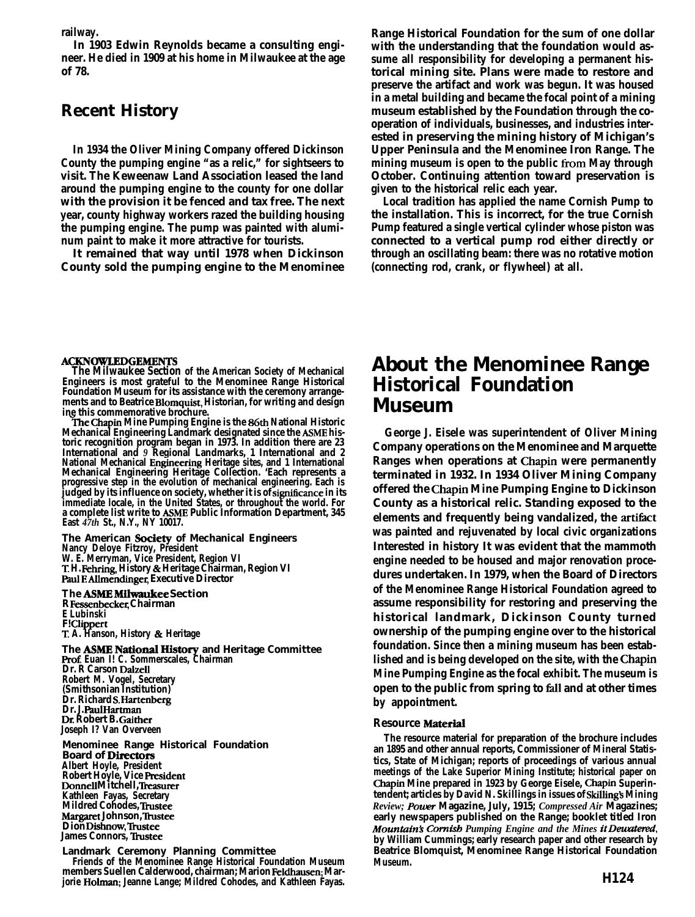railway.

In 1903 Edwin Reynolds became a consulting engineer. He died in 1909 at his home in Milwaukee at the age of 78.

## Recent History

In 1934 the Oliver Mining Company offered Dickinson County the pumping engine "as a relic," for sightseers to visit. The Keweenaw Land Association leased the land around the pumping engine to the county for one dollar with the provision it be fenced and tax free. The next year, county highway workers razed the building housing the pumping engine. The pump was painted with aluminum paint to make it more attractive for tourists.

It remained that way until 1978 when Dickinson County sold the pumping engine to the Menominee Range Historical Foundation for the sum of one dollar with the understanding that the foundation would assume all responsibility for developing a permanent historical mining site. Plans were made to restore and preserve the artifact and work was begun. It was housed in a metal building and became the focal point of a mining museum established by the Foundation through the cooperation of individuals, businesses, and industries interested in preserving the mining history of Michigan's Upper Peninsula and the Menominee Iron Range. The mining museum is open to the public from May through October. Continuing attention toward preservation is given to the historical relic each year.

Local tradition has applied the name Cornish Pump to the installation. This is incorrect, for the true Cornish Pump featured a single vertical cylinder whose piston was connected to a vertical pump rod either directly or through an oscillating beam: there was no rotative motion (connecting rod, crank, or flywheel) at all.

### ACKNOWLEDGEMENTS

The Milwaukee Section of the American Society of Mechanical Engineers is most grateful to the Menominee Range Historical Foundation Museum for its assistance with the ceremony arrangements and to Beatrice Blomquist, Historian, for writing and designing this commemorative brochure.

The Chapin Mine Pumping Engine is the 86th National Historic Mechanical Engineering Landmark designated since the ASME historic recognition program began in 1973. In addition there are 23 International and 9 Regional Landmarks, 1 International and 2 National Mechanical Engineering Heritage sites, and 1 International Mechanical Engineering Heritage Collection. Each represents a progressive step in the evolution of mechanical engineering. Each is judged by its influence on society, whether it is of significance in its immediate locale, in the United States, or throughout the world. For a complete list write to ASME Public Information Department, 345 East 47th St., N.Y., NY 10017.

**The American Society of Mechanical Engineers**
Nancy Deloye Fitzroy, President
W. E. Merryman, Vice President, Region VI
T. H. Fehring, History & Heritage Chairman, Region VI
Paul F. Allmendinger, Executive Director

**The ASME Milwaukee Section**
R Fessenbecker, Chairman
E Lubinski
F! Clippert
T. A. Hanson, History & Heritage

**The ASME National History and Heritage Committee**
Prof. Euan I! C. Sommerscales, Chairman
Dr. R Carson Dalzell
Robert M. Vogel, Secretary
(Smithsonian Institution)
Dr. Richard S. Hartenberg
Dr. J. Paul Hartman
Dr. Robert B. Gaither
Joseph I? Van Overveen

**Menominee Range Historical Foundation Board of Directors**
Albert Hoyle, President
Robert Hoyle, Vice President
Donnell Mitchell, Treasurer
Kathleen Fayas, Secretary
Mildred Cohodes, Trustee
Margaret Johnson, Trustee
Dion Dishnow, Trustee
James Connors, Trustee

**Landmark Ceremony Planning Committee**
Friends of the Menominee Range Historical Foundation Museum members Suellen Calderwood, chairman; Marion Feldhausen; Marjorie Holman; Jeanne Lange; Mildred Cohodes, and Kathleen Fayas.

## About the Menominee Range Historical Foundation Museum

George J. Eisele was superintendent of Oliver Mining Company operations on the Menominee and Marquette Ranges when operations at Chapin were permanently terminated in 1932. In 1934 Oliver Mining Company offered the Chapin Mine Pumping Engine to Dickinson County as a historical relic. Standing exposed to the elements and frequently being vandalized, the artifact was painted and rejuvenated by local civic organizations Interested in history It was evident that the mammoth engine needed to be housed and major renovation procedures undertaken. In 1979, when the Board of Directors of the Menominee Range Historical Foundation agreed to assume responsibility for restoring and preserving the historical landmark, Dickinson County turned ownership of the pumping engine over to the historical foundation. Since then a mining museum has been established and is being developed on the site, with the Chapin Mine Pumping Engine as the focal exhibit. The museum is open to the public from spring to fall and at other times by appointment.

### Resource Material

The resource material for preparation of the brochure includes an 1895 and other annual reports, Commissioner of Mineral Statistics, State of Michigan; reports of proceedings of various annual meetings of the Lake Superior Mining Institute; historical paper on Chapin Mine prepared in 1923 by George Eisele, Chapin Superintendent; articles by David N. Skillings in issues of Skilling's Mining *Review; Power* Magazine, July, 1915; *Compressed Air* Magazines; early newspapers published on the Range; booklet titled Iron *Mountain's Cornish Pumping Engine and the Mines it Dewatered*, by William Cummings; early research paper and other research by Beatrice Blomquist, Menominee Range Historical Foundation Museum.

H124